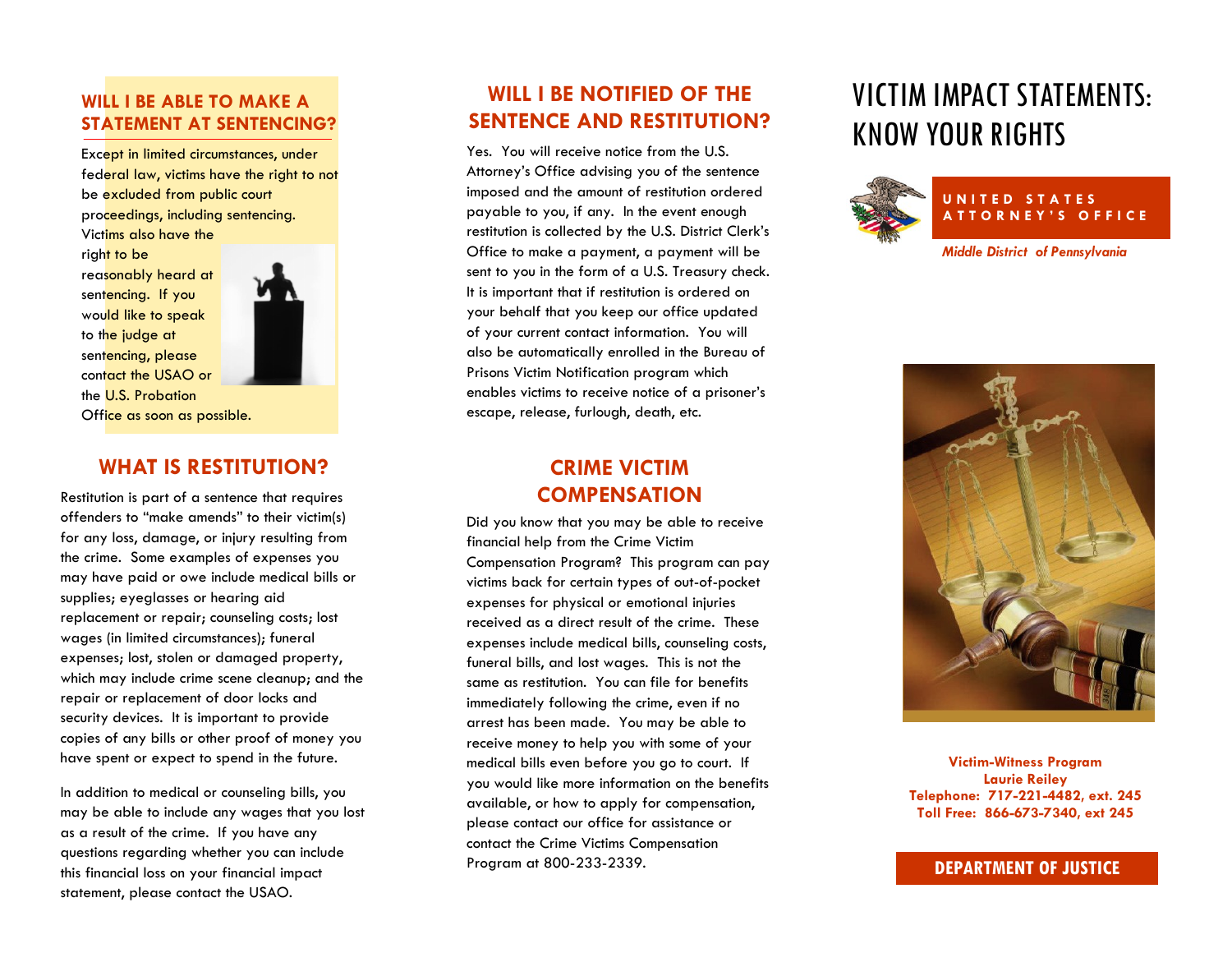## WILL I BE ABLE TO MAKE A STATEMENT AT SENTENCING?

Except in limited circumstances, under federal law, victims have the right to not be excluded from public court proceedings, including sentencing. Victims also have the right to be reasonably heard at sentencing. If you would like to speak to the judge at sentencing, please contact the USAO or the U.S. Probation Office as soon as possible.

## WHAT IS RESTITUTION?

Restitution is part of a sentence that requires offenders to "make amends" to their victim(s) for any loss, damage, or injury resulting from the crime. Some examples of expenses you may have paid or owe include medical bills or supplies; eyeglasses or hearing aid replacement or repair; counseling costs; lost wages (in limited circumstances); funeral expenses; lost, stolen or damaged property, which may include crime scene cleanup; and the repair or replacement of door locks and security devices. It is important to provide copies of any bills or other proof of money you have spent or expect to spend in the future.

In addition to medical or counseling bills, you may be able to include any wages that you lost as a result of the crime. If you have any questions regarding whether you can include this financial loss on your financial impact statement, please contact the USAO.

## WILL I BE NOTIFIED OF THE SENTENCE AND RESTITUTION?

Yes. You will receive notice from the U.S. Attorney's Office advising you of the sentence imposed and the amount of restitution ordered payable to you, if any. In the event enough restitution is collected by the U.S. District Clerk's Office to make a payment, a payment will be sent to you in the form of a U.S. Treasury check. It is important that if restitution is ordered on your behalf that you keep our office updated of your current contact information. You will also be automatically enrolled in the Bureau of Prisons Victim Notification program which enables victims to receive notice of a prisoner's escape, release, furlough, death, etc.

## CRIME VICTIM COMPENSATION

Did you know that you may be able to receive financial help from the Crime Victim Compensation Program? This program can pay victims back for certain types of out-of-pocket expenses for physical or emotional injuries received as a direct result of the crime. These expenses include medical bills, counseling costs, funeral bills, and lost wages. This is not the same as restitution. You can file for benefits immediately following the crime, even if no arrest has been made. You may be able to receive money to help you with some of your medical bills even before you go to court. If you would like more information on the benefits available, or how to apply for compensation, please contact our office for assistance or contact the Crime Victims Compensation Program at 800-233-2339.

# VICTIM IMPACT STATEMENTS: KNOW YOUR RIGHTS

**UNITED STATES ATTORNEY'S OFFICE**

***Middle District of Pennsylvania***

**Victim-Witness Program**
**Laurie Reiley**
**Telephone: 717-221-4482, ext. 245**
**Toll Free: 866-673-7340, ext 245**

**DEPARTMENT OF JUSTICE**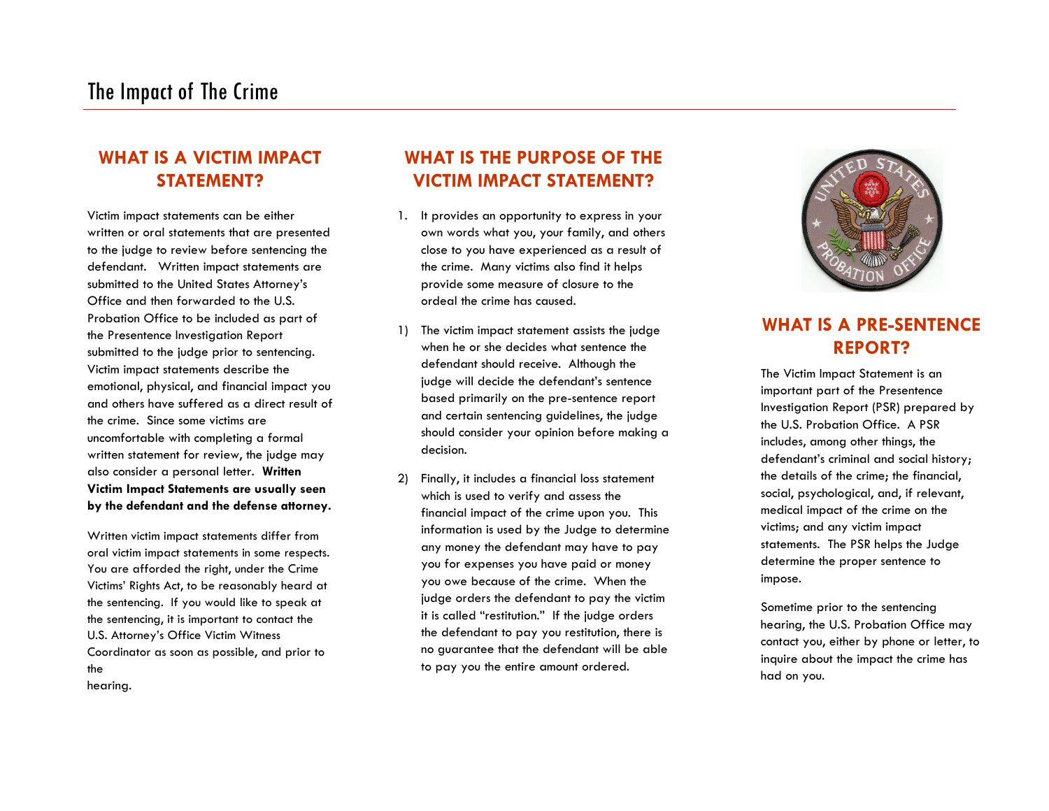# The Impact of The Crime

## WHAT IS A VICTIM IMPACT STATEMENT?

Victim impact statements can be either written or oral statements that are presented to the judge to review before sentencing the defendant. Written impact statements are submitted to the United States Attorney's Office and then forwarded to the U.S. Probation Office to be included as part of the Presentence Investigation Report submitted to the judge prior to sentencing. Victim impact statements describe the emotional, physical, and financial impact you and others have suffered as a direct result of the crime. Since some victims are uncomfortable with completing a formal written statement for review, the judge may also consider a personal letter. **Written Victim Impact Statements are usually seen by the defendant and the defense attorney.**

Written victim impact statements differ from oral victim impact statements in some respects. You are afforded the right, under the Crime Victims' Rights Act, to be reasonably heard at the sentencing. If you would like to speak at the sentencing, it is important to contact the U.S. Attorney's Office Victim Witness Coordinator as soon as possible, and prior to the hearing.

## WHAT IS THE PURPOSE OF THE VICTIM IMPACT STATEMENT?

1. It provides an opportunity to express in your own words what you, your family, and others close to you have experienced as a result of the crime. Many victims also find it helps provide some measure of closure to the ordeal the crime has caused.

1) The victim impact statement assists the judge when he or she decides what sentence the defendant should receive. Although the judge will decide the defendant's sentence based primarily on the pre-sentence report and certain sentencing guidelines, the judge should consider your opinion before making a decision.

2) Finally, it includes a financial loss statement which is used to verify and assess the financial impact of the crime upon you. This information is used by the Judge to determine any money the defendant may have to pay you for expenses you have paid or money you owe because of the crime. When the judge orders the defendant to pay the victim it is called "restitution." If the judge orders the defendant to pay you restitution, there is no guarantee that the defendant will be able to pay you the entire amount ordered.

## WHAT IS A PRE-SENTENCE REPORT?

The Victim Impact Statement is an important part of the Presentence Investigation Report (PSR) prepared by the U.S. Probation Office. A PSR includes, among other things, the defendant's criminal and social history; the details of the crime; the financial, social, psychological, and, if relevant, medical impact of the crime on the victims; and any victim impact statements. The PSR helps the Judge determine the proper sentence to impose.

Sometime prior to the sentencing hearing, the U.S. Probation Office may contact you, either by phone or letter, to inquire about the impact the crime has had on you.